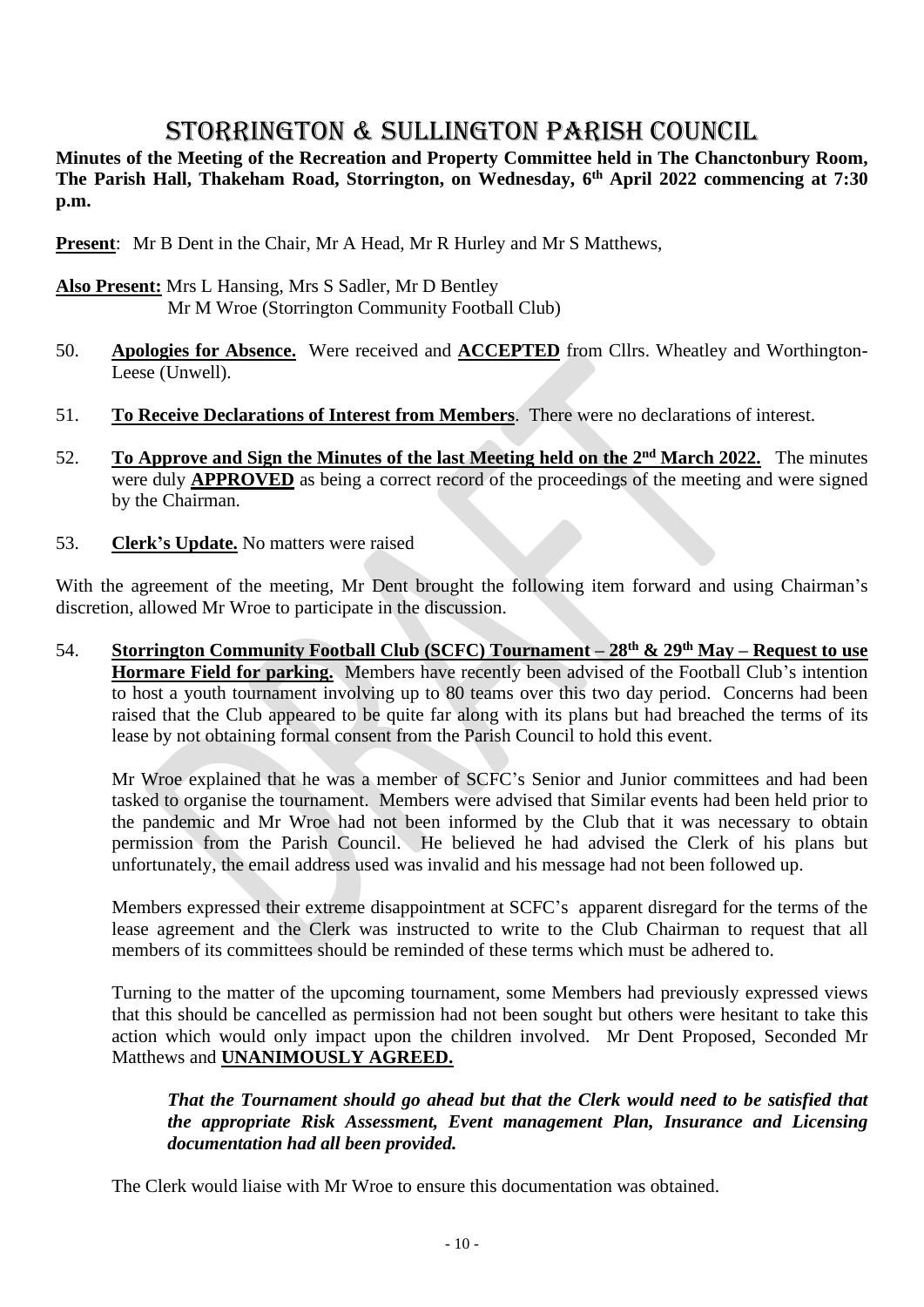# STORRINGTON & SULLINGTON PARISH COUNCIL

**Minutes of the Meeting of the Recreation and Property Committee held in The Chanctonbury Room, The Parish Hall, Thakeham Road, Storrington, on Wednesday, 6th April 2022 commencing at 7:30 p.m.**

**Present**: Mr B Dent in the Chair, Mr A Head, Mr R Hurley and Mr S Matthews,

**Also Present:** Mrs L Hansing, Mrs S Sadler, Mr D Bentley
Mr M Wroe (Storrington Community Football Club)

50. **Apologies for Absence.** Were received and **ACCEPTED** from Cllrs. Wheatley and Worthington-Leese (Unwell).

51. **To Receive Declarations of Interest from Members**. There were no declarations of interest.

52. **To Approve and Sign the Minutes of the last Meeting held on the 2nd March 2022.** The minutes were duly **APPROVED** as being a correct record of the proceedings of the meeting and were signed by the Chairman.

53. **Clerk's Update.** No matters were raised

With the agreement of the meeting, Mr Dent brought the following item forward and using Chairman's discretion, allowed Mr Wroe to participate in the discussion.

54. **Storrington Community Football Club (SCFC) Tournament – 28th & 29th May – Request to use Hormare Field for parking.** Members have recently been advised of the Football Club's intention to host a youth tournament involving up to 80 teams over this two day period. Concerns had been raised that the Club appeared to be quite far along with its plans but had breached the terms of its lease by not obtaining formal consent from the Parish Council to hold this event.

    Mr Wroe explained that he was a member of SCFC's Senior and Junior committees and had been tasked to organise the tournament. Members were advised that Similar events had been held prior to the pandemic and Mr Wroe had not been informed by the Club that it was necessary to obtain permission from the Parish Council. He believed he had advised the Clerk of his plans but unfortunately, the email address used was invalid and his message had not been followed up.

    Members expressed their extreme disappointment at SCFC's apparent disregard for the terms of the lease agreement and the Clerk was instructed to write to the Club Chairman to request that all members of its committees should be reminded of these terms which must be adhered to.

    Turning to the matter of the upcoming tournament, some Members had previously expressed views that this should be cancelled as permission had not been sought but others were hesitant to take this action which would only impact upon the children involved. Mr Dent Proposed, Seconded Mr Matthews and **UNANIMOUSLY AGREED.**

    ***That the Tournament should go ahead but that the Clerk would need to be satisfied that the appropriate Risk Assessment, Event management Plan, Insurance and Licensing documentation had all been provided.***

    The Clerk would liaise with Mr Wroe to ensure this documentation was obtained.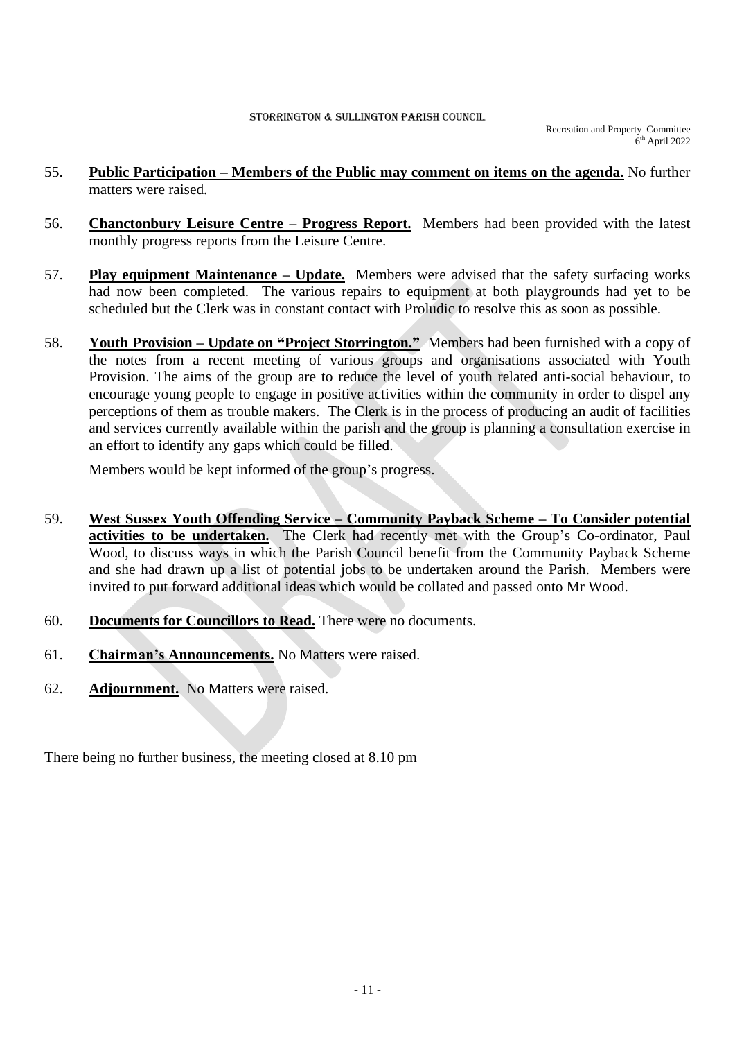55. **Public Participation – Members of the Public may comment on items on the agenda.** No further matters were raised.

56. **Chanctonbury Leisure Centre – Progress Report.** Members had been provided with the latest monthly progress reports from the Leisure Centre.

57. **Play equipment Maintenance – Update.** Members were advised that the safety surfacing works had now been completed. The various repairs to equipment at both playgrounds had yet to be scheduled but the Clerk was in constant contact with Proludic to resolve this as soon as possible.

58. **Youth Provision – Update on "Project Storrington."** Members had been furnished with a copy of the notes from a recent meeting of various groups and organisations associated with Youth Provision. The aims of the group are to reduce the level of youth related anti-social behaviour, to encourage young people to engage in positive activities within the community in order to dispel any perceptions of them as trouble makers. The Clerk is in the process of producing an audit of facilities and services currently available within the parish and the group is planning a consultation exercise in an effort to identify any gaps which could be filled.

    Members would be kept informed of the group's progress.

59. **West Sussex Youth Offending Service – Community Payback Scheme – To Consider potential activities to be undertaken.** The Clerk had recently met with the Group's Co-ordinator, Paul Wood, to discuss ways in which the Parish Council benefit from the Community Payback Scheme and she had drawn up a list of potential jobs to be undertaken around the Parish. Members were invited to put forward additional ideas which would be collated and passed onto Mr Wood.

60. **Documents for Councillors to Read.** There were no documents.

61. **Chairman's Announcements.** No Matters were raised.

62. **Adjournment.** No Matters were raised.

There being no further business, the meeting closed at 8.10 pm